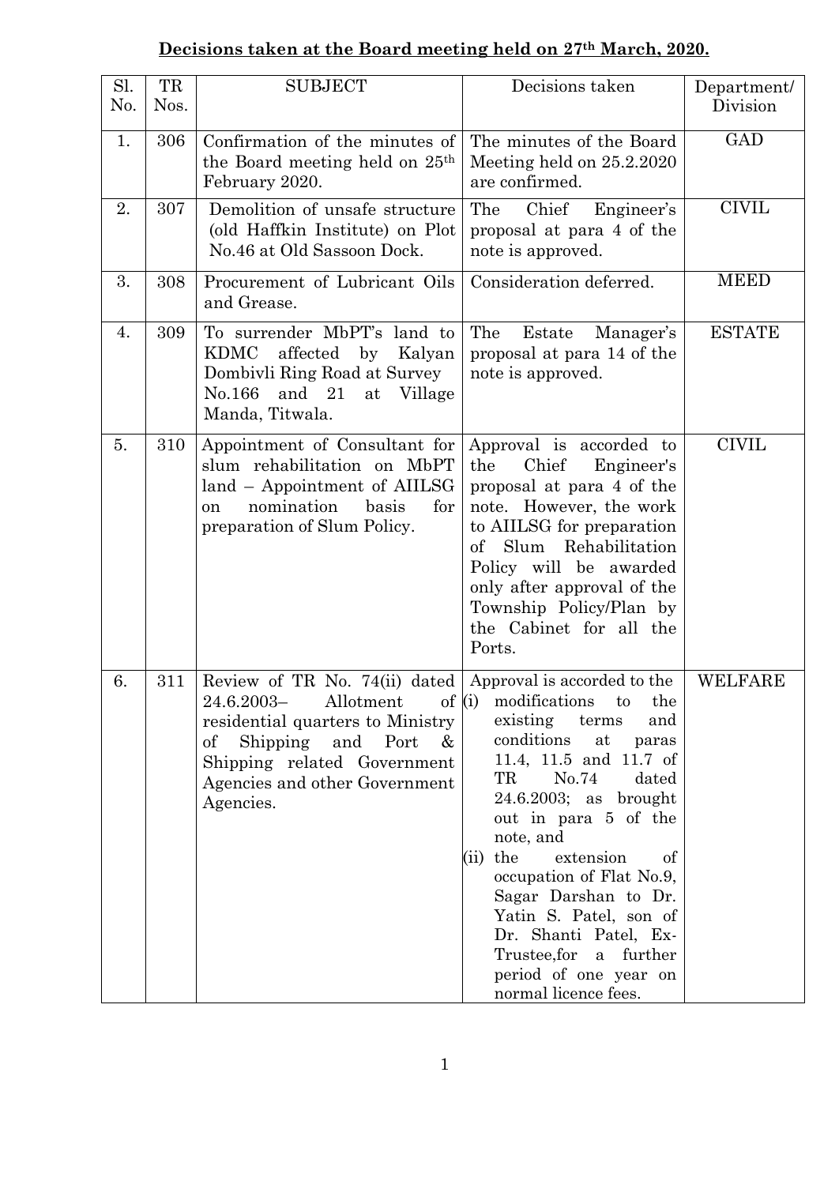**Decisions taken at the Board meeting held on 27th March, 2020.**

| Sl. No. | TR Nos. | SUBJECT | Decisions taken | Department/ Division |
|---|---|---|---|---|
| 1. | 306 | Confirmation of the minutes of the Board meeting held on 25th February 2020. | The minutes of the Board Meeting held on 25.2.2020 are confirmed. | GAD |
| 2. | 307 | Demolition of unsafe structure (old Haffkin Institute) on Plot No.46 at Old Sassoon Dock. | The Chief Engineer's proposal at para 4 of the note is approved. | CIVIL |
| 3. | 308 | Procurement of Lubricant Oils and Grease. | Consideration deferred. | MEED |
| 4. | 309 | To surrender MbPT's land to KDMC affected by Kalyan Dombivli Ring Road at Survey No.166 and 21 at Village Manda, Titwala. | The Estate Manager's proposal at para 14 of the note is approved. | ESTATE |
| 5. | 310 | Appointment of Consultant for slum rehabilitation on MbPT land – Appointment of AIILSG on nomination basis for preparation of Slum Policy. | Approval is accorded to the Chief Engineer's proposal at para 4 of the note. However, the work to AIILSG for preparation of Slum Rehabilitation Policy will be awarded only after approval of the Township Policy/Plan by the Cabinet for all the Ports. | CIVIL |
| 6. | 311 | Review of TR No. 74(ii) dated 24.6.2003– Allotment of residential quarters to Ministry of Shipping and Port & Shipping related Government Agencies and other Government Agencies. | Approval is accorded to the (i) modifications to the existing terms and conditions at paras 11.4, 11.5 and 11.7 of TR No.74 dated 24.6.2003; as brought out in para 5 of the note, and (ii) the extension of occupation of Flat No.9, Sagar Darshan to Dr. Yatin S. Patel, son of Dr. Shanti Patel, Ex-Trustee,for a further period of one year on normal licence fees. | WELFARE |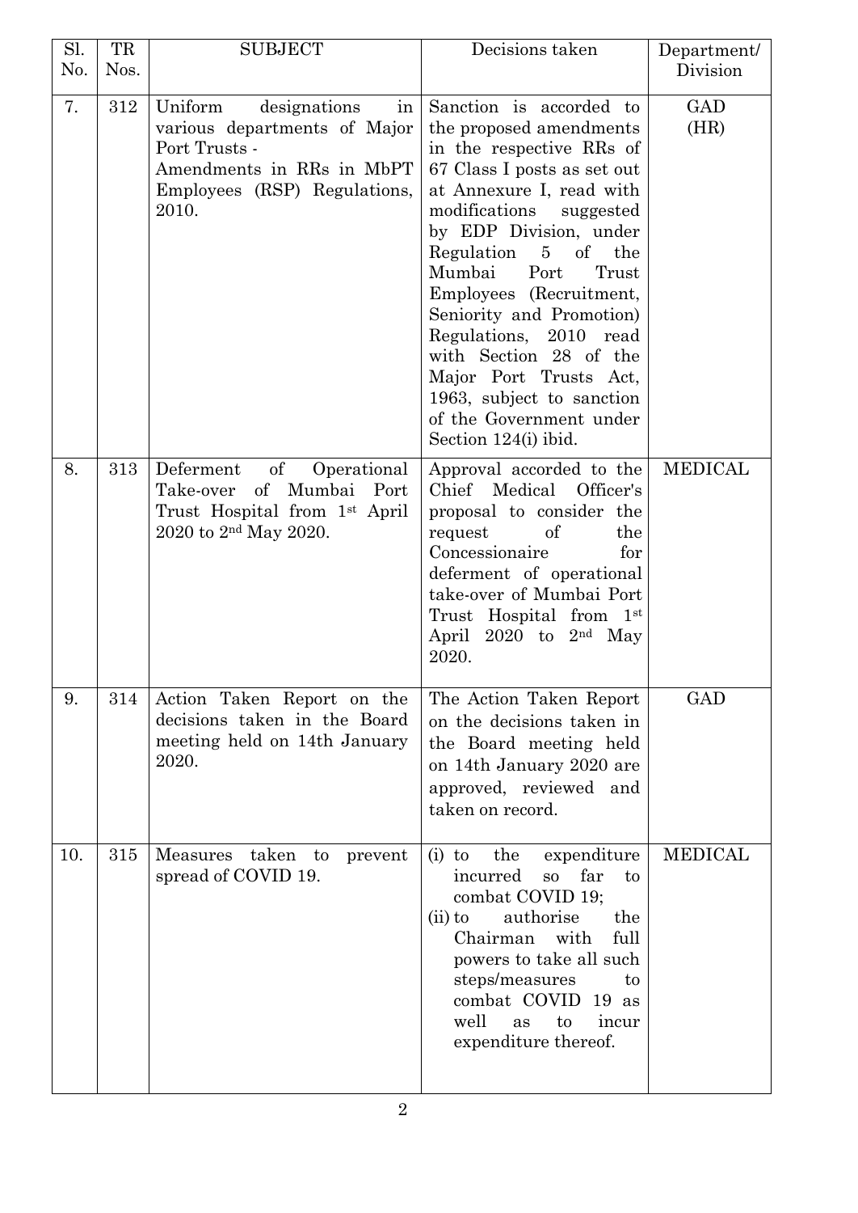| Sl. No. | TR Nos. | SUBJECT | Decisions taken | Department/ Division |
|---|---|---|---|---|
| 7. | 312 | Uniform designations in various departments of Major Port Trusts - Amendments in RRs in MbPT Employees (RSP) Regulations, 2010. | Sanction is accorded to the proposed amendments in the respective RRs of 67 Class I posts as set out at Annexure I, read with modifications suggested by EDP Division, under Regulation 5 of the Mumbai Port Trust Employees (Recruitment, Seniority and Promotion) Regulations, 2010 read with Section 28 of the Major Port Trusts Act, 1963, subject to sanction of the Government under Section 124(i) ibid. | GAD (HR) |
| 8. | 313 | Deferment of Operational Take-over of Mumbai Port Trust Hospital from 1st April 2020 to 2nd May 2020. | Approval accorded to the Chief Medical Officer's proposal to consider the request of the Concessionaire for deferment of operational take-over of Mumbai Port Trust Hospital from 1st April 2020 to 2nd May 2020. | MEDICAL |
| 9. | 314 | Action Taken Report on the decisions taken in the Board meeting held on 14th January 2020. | The Action Taken Report on the decisions taken in the Board meeting held on 14th January 2020 are approved, reviewed and taken on record. | GAD |
| 10. | 315 | Measures taken to prevent spread of COVID 19. | (i) to the expenditure incurred so far to combat COVID 19;<br>(ii) to authorise the Chairman with full powers to take all such steps/measures to combat COVID 19 as well as to incur expenditure thereof. | MEDICAL |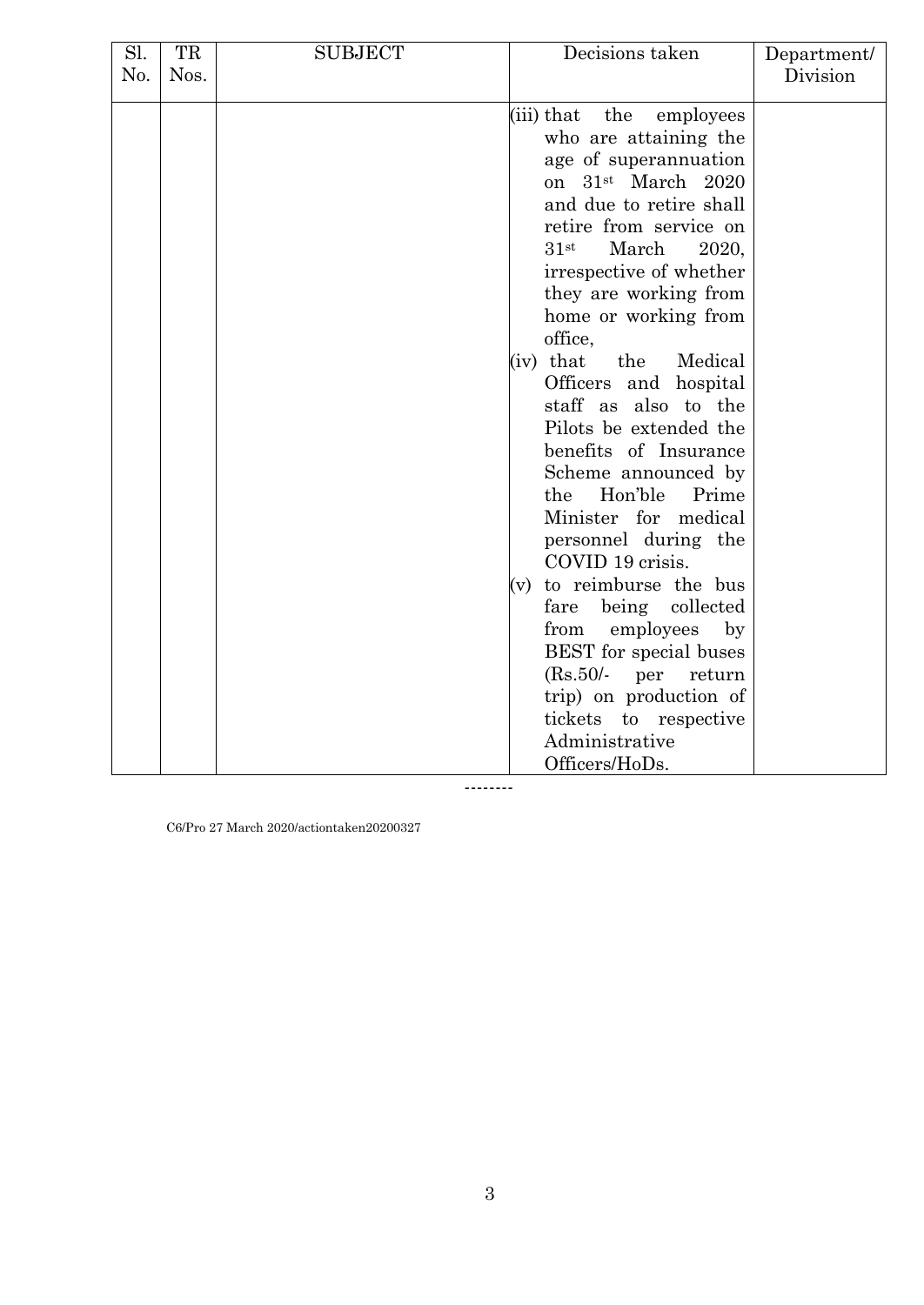| Sl. No. | TR Nos. | SUBJECT | Decisions taken | Department/ Division |
|---|---|---|---|---|
| | | | (iii) that the employees who are attaining the age of superannuation on 31st March 2020 and due to retire shall retire from service on 31st March 2020, irrespective of whether they are working from home or working from office,<br>(iv) that the Medical Officers and hospital staff as also to the Pilots be extended the benefits of Insurance Scheme announced by the Hon'ble Prime Minister for medical personnel during the COVID 19 crisis.<br>(v) to reimburse the bus fare being collected from employees by BEST for special buses (Rs.50/- per return trip) on production of tickets to respective Administrative Officers/HoDs. | |

--------

C6/Pro 27 March 2020/actiontaken20200327